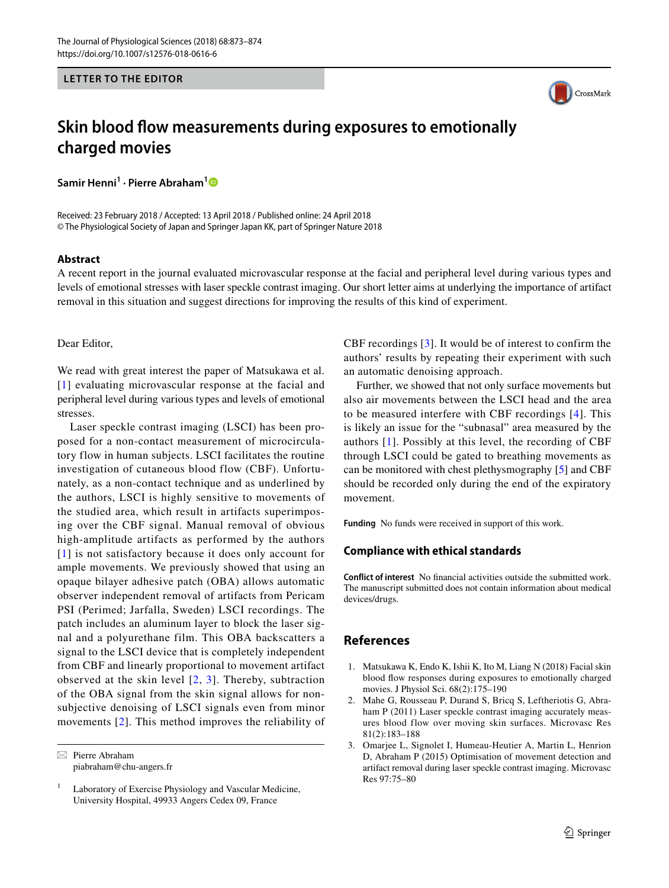LETTER TO THE EDITOR

# Skin blood flow measurements during exposures to emotionally charged movies

**Samir Henni[1] · Pierre Abraham[1]**

Received: 23 February 2018 / Accepted: 13 April 2018 / Published online: 24 April 2018
© The Physiological Society of Japan and Springer Japan KK, part of Springer Nature 2018

## Abstract

A recent report in the journal evaluated microvascular response at the facial and peripheral level during various types and levels of emotional stresses with laser speckle contrast imaging. Our short letter aims at underlying the importance of artifact removal in this situation and suggest directions for improving the results of this kind of experiment.

Dear Editor,

We read with great interest the paper of Matsukawa et al. [1] evaluating microvascular response at the facial and peripheral level during various types and levels of emotional stresses.

Laser speckle contrast imaging (LSCI) has been proposed for a non-contact measurement of microcirculatory flow in human subjects. LSCI facilitates the routine investigation of cutaneous blood flow (CBF). Unfortunately, as a non-contact technique and as underlined by the authors, LSCI is highly sensitive to movements of the studied area, which result in artifacts superimposing over the CBF signal. Manual removal of obvious high-amplitude artifacts as performed by the authors [1] is not satisfactory because it does only account for ample movements. We previously showed that using an opaque bilayer adhesive patch (OBA) allows automatic observer independent removal of artifacts from Pericam PSI (Perimed; Jarfalla, Sweden) LSCI recordings. The patch includes an aluminum layer to block the laser signal and a polyurethane film. This OBA backscatters a signal to the LSCI device that is completely independent from CBF and linearly proportional to movement artifact observed at the skin level [2, 3]. Thereby, subtraction of the OBA signal from the skin signal allows for non-subjective denoising of LSCI signals even from minor movements [2]. This method improves the reliability of CBF recordings [3]. It would be of interest to confirm the authors' results by repeating their experiment with such an automatic denoising approach.

Further, we showed that not only surface movements but also air movements between the LSCI head and the area to be measured interfere with CBF recordings [4]. This is likely an issue for the "subnasal" area measured by the authors [1]. Possibly at this level, the recording of CBF through LSCI could be gated to breathing movements as can be monitored with chest plethysmography [5] and CBF should be recorded only during the end of the expiratory movement.

✉ Pierre Abraham
piabraham@chu-angers.fr

[1] Laboratory of Exercise Physiology and Vascular Medicine, University Hospital, 49933 Angers Cedex 09, France

**Funding** No funds were received in support of this work.

## Compliance with ethical standards

**Conflict of interest** No financial activities outside the submitted work. The manuscript submitted does not contain information about medical devices/drugs.

## References

1. Matsukawa K, Endo K, Ishii K, Ito M, Liang N (2018) Facial skin blood flow responses during exposures to emotionally charged movies. J Physiol Sci. 68(2):175–190
2. Mahe G, Rousseau P, Durand S, Bricq S, Leftheriotis G, Abraham P (2011) Laser speckle contrast imaging accurately measures blood flow over moving skin surfaces. Microvasc Res 81(2):183–188
3. Omarjee L, Signolet I, Humeau-Heutier A, Martin L, Henrion D, Abraham P (2015) Optimisation of movement detection and artifact removal during laser speckle contrast imaging. Microvasc Res 97:75–80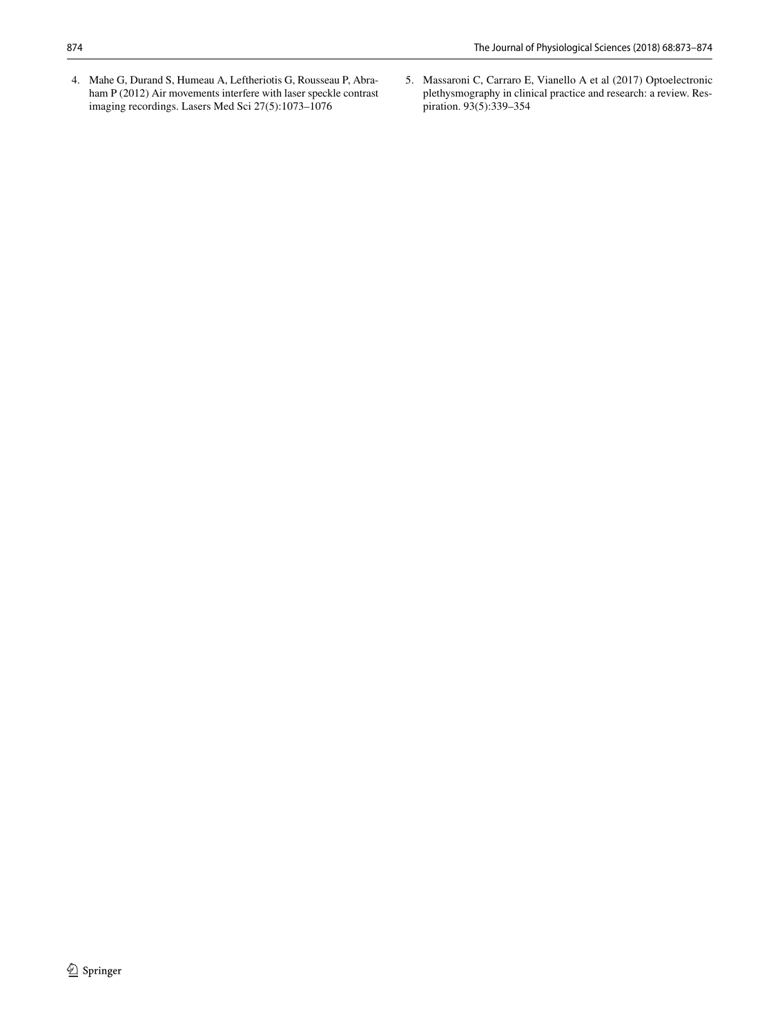4. Mahe G, Durand S, Humeau A, Leftheriotis G, Rousseau P, Abraham P (2012) Air movements interfere with laser speckle contrast imaging recordings. Lasers Med Sci 27(5):1073–1076
5. Massaroni C, Carraro E, Vianello A et al (2017) Optoelectronic plethysmography in clinical practice and research: a review. Respiration. 93(5):339–354